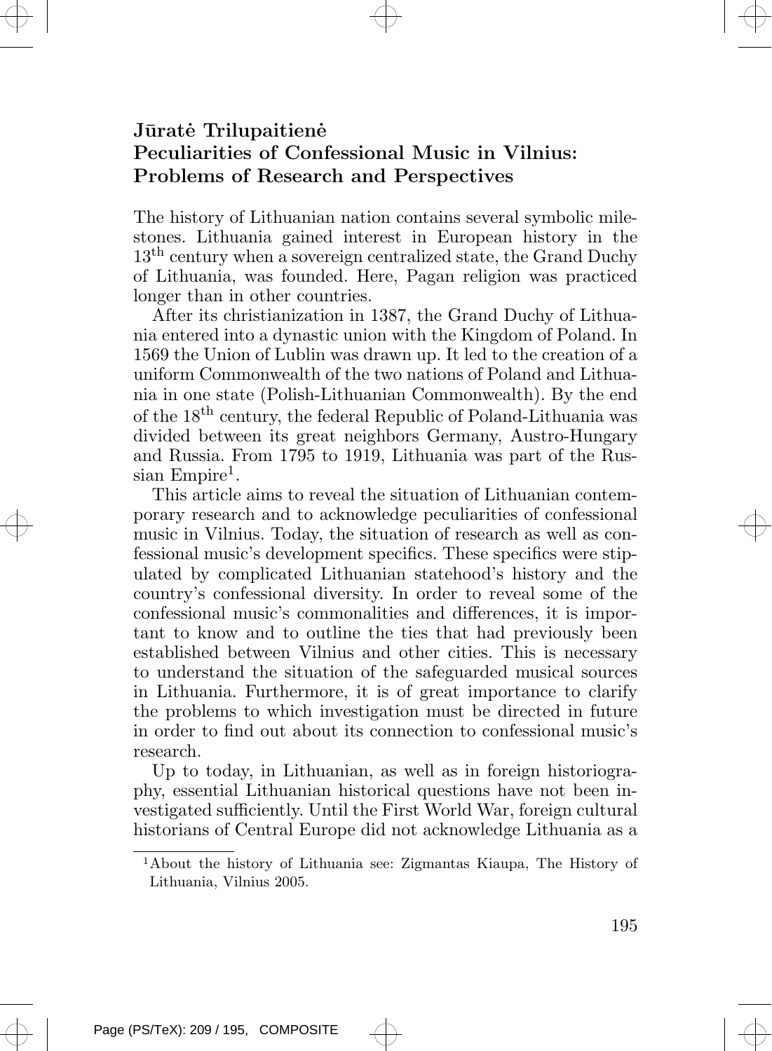**Jūratė Trilupaitienė**

## Peculiarities of Confessional Music in Vilnius: Problems of Research and Perspectives

The history of Lithuanian nation contains several symbolic milestones. Lithuania gained interest in European history in the 13th century when a sovereign centralized state, the Grand Duchy of Lithuania, was founded. Here, Pagan religion was practiced longer than in other countries.

After its christianization in 1387, the Grand Duchy of Lithuania entered into a dynastic union with the Kingdom of Poland. In 1569 the Union of Lublin was drawn up. It led to the creation of a uniform Commonwealth of the two nations of Poland and Lithuania in one state (Polish-Lithuanian Commonwealth). By the end of the 18th century, the federal Republic of Poland-Lithuania was divided between its great neighbors Germany, Austro-Hungary and Russia. From 1795 to 1919, Lithuania was part of the Russian Empire[1].

This article aims to reveal the situation of Lithuanian contemporary research and to acknowledge peculiarities of confessional music in Vilnius. Today, the situation of research as well as confessional music's development specifics. These specifics were stipulated by complicated Lithuanian statehood's history and the country's confessional diversity. In order to reveal some of the confessional music's commonalities and differences, it is important to know and to outline the ties that had previously been established between Vilnius and other cities. This is necessary to understand the situation of the safeguarded musical sources in Lithuania. Furthermore, it is of great importance to clarify the problems to which investigation must be directed in future in order to find out about its connection to confessional music's research.

Up to today, in Lithuanian, as well as in foreign historiography, essential Lithuanian historical questions have not been investigated sufficiently. Until the First World War, foreign cultural historians of Central Europe did not acknowledge Lithuania as a

[1] About the history of Lithuania see: Zigmantas Kiaupa, The History of Lithuania, Vilnius 2005.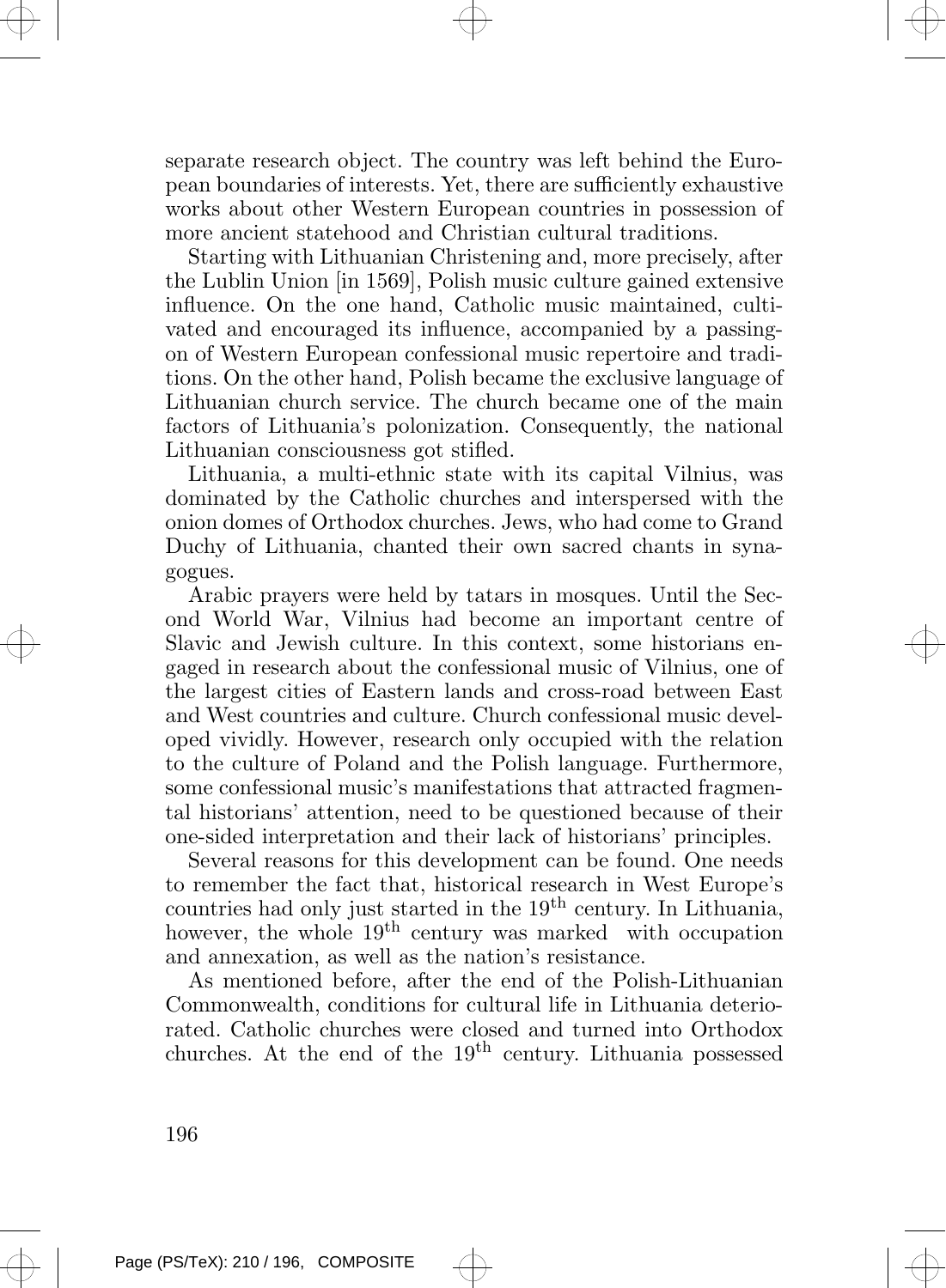separate research object. The country was left behind the European boundaries of interests. Yet, there are sufficiently exhaustive works about other Western European countries in possession of more ancient statehood and Christian cultural traditions.

Starting with Lithuanian Christening and, more precisely, after the Lublin Union [in 1569], Polish music culture gained extensive influence. On the one hand, Catholic music maintained, cultivated and encouraged its influence, accompanied by a passing-on of Western European confessional music repertoire and traditions. On the other hand, Polish became the exclusive language of Lithuanian church service. The church became one of the main factors of Lithuania's polonization. Consequently, the national Lithuanian consciousness got stifled.

Lithuania, a multi-ethnic state with its capital Vilnius, was dominated by the Catholic churches and interspersed with the onion domes of Orthodox churches. Jews, who had come to Grand Duchy of Lithuania, chanted their own sacred chants in synagogues.

Arabic prayers were held by tatars in mosques. Until the Second World War, Vilnius had become an important centre of Slavic and Jewish culture. In this context, some historians engaged in research about the confessional music of Vilnius, one of the largest cities of Eastern lands and cross-road between East and West countries and culture. Church confessional music developed vividly. However, research only occupied with the relation to the culture of Poland and the Polish language. Furthermore, some confessional music's manifestations that attracted fragmental historians' attention, need to be questioned because of their one-sided interpretation and their lack of historians' principles.

Several reasons for this development can be found. One needs to remember the fact that, historical research in West Europe's countries had only just started in the 19th century. In Lithuania, however, the whole 19th century was marked with occupation and annexation, as well as the nation's resistance.

As mentioned before, after the end of the Polish-Lithuanian Commonwealth, conditions for cultural life in Lithuania deteriorated. Catholic churches were closed and turned into Orthodox churches. At the end of the 19th century. Lithuania possessed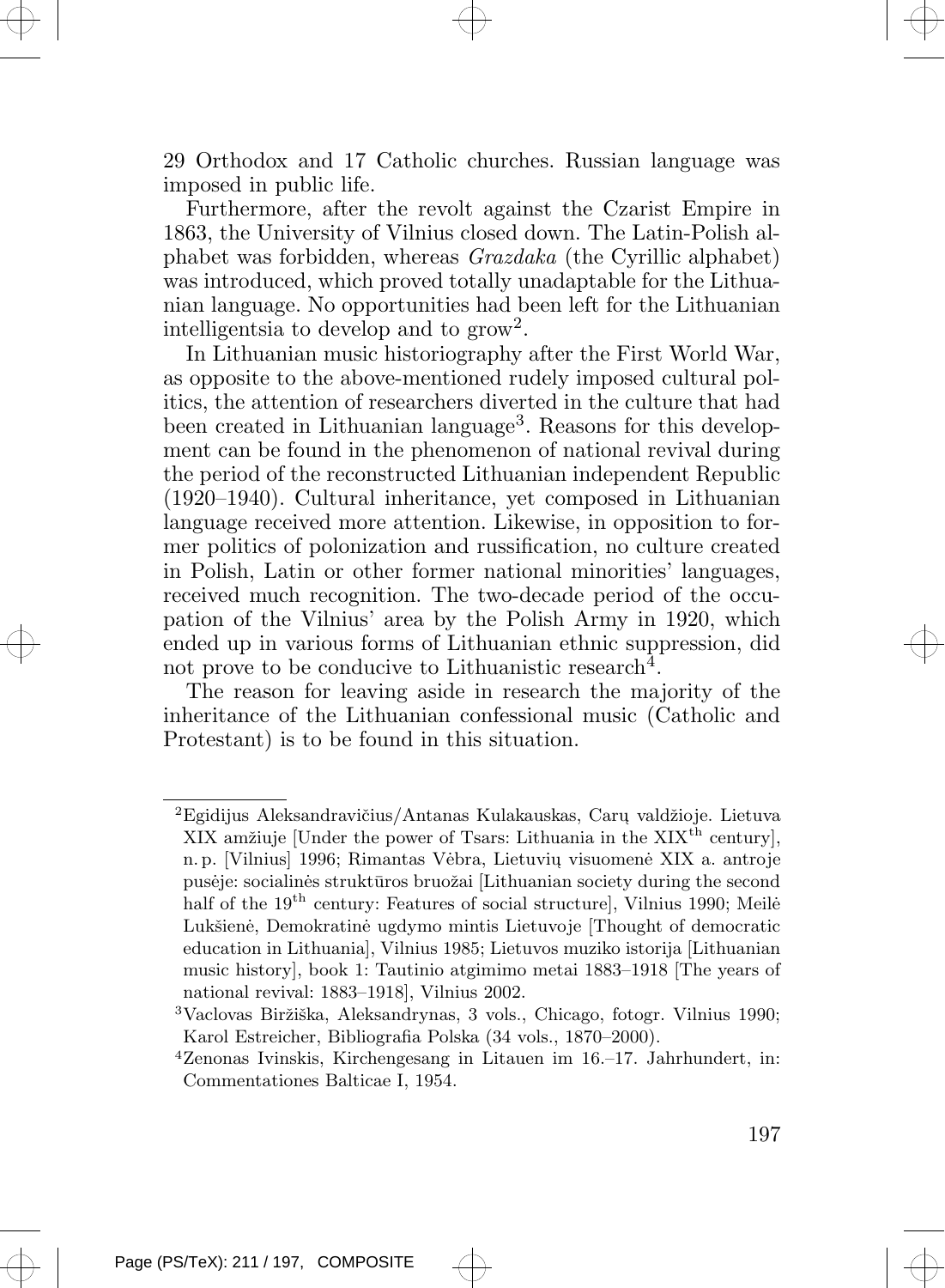29 Orthodox and 17 Catholic churches. Russian language was imposed in public life.

Furthermore, after the revolt against the Czarist Empire in 1863, the University of Vilnius closed down. The Latin-Polish alphabet was forbidden, whereas *Grazdaka* (the Cyrillic alphabet) was introduced, which proved totally unadaptable for the Lithuanian language. No opportunities had been left for the Lithuanian intelligentsia to develop and to grow[2].

In Lithuanian music historiography after the First World War, as opposite to the above-mentioned rudely imposed cultural politics, the attention of researchers diverted in the culture that had been created in Lithuanian language[3]. Reasons for this development can be found in the phenomenon of national revival during the period of the reconstructed Lithuanian independent Republic (1920–1940). Cultural inheritance, yet composed in Lithuanian language received more attention. Likewise, in opposition to former politics of polonization and russification, no culture created in Polish, Latin or other former national minorities' languages, received much recognition. The two-decade period of the occupation of the Vilnius' area by the Polish Army in 1920, which ended up in various forms of Lithuanian ethnic suppression, did not prove to be conducive to Lithuanistic research[4].

The reason for leaving aside in research the majority of the inheritance of the Lithuanian confessional music (Catholic and Protestant) is to be found in this situation.

---

[2] Egidijus Aleksandravičius/Antanas Kulakauskas, Carų valdžioje. Lietuva XIX amžiuje [Under the power of Tsars: Lithuania in the XIX$^{th}$ century], n. p. [Vilnius] 1996; Rimantas Vėbra, Lietuvių visuomenė XIX a. antroje pusėje: socialinės struktūros bruožai [Lithuanian society during the second half of the 19$^{th}$ century: Features of social structure], Vilnius 1990; Meilė Lukšienė, Demokratinė ugdymo mintis Lietuvoje [Thought of democratic education in Lithuania], Vilnius 1985; Lietuvos muziko istorija [Lithuanian music history], book 1: Tautinio atgimimo metai 1883–1918 [The years of national revival: 1883–1918], Vilnius 2002.

[3] Vaclovas Biržiška, Aleksandrynas, 3 vols., Chicago, fotogr. Vilnius 1990; Karol Estreicher, Bibliografia Polska (34 vols., 1870–2000).

[4] Zenonas Ivinskis, Kirchengesang in Litauen im 16.–17. Jahrhundert, in: Commentationes Balticae I, 1954.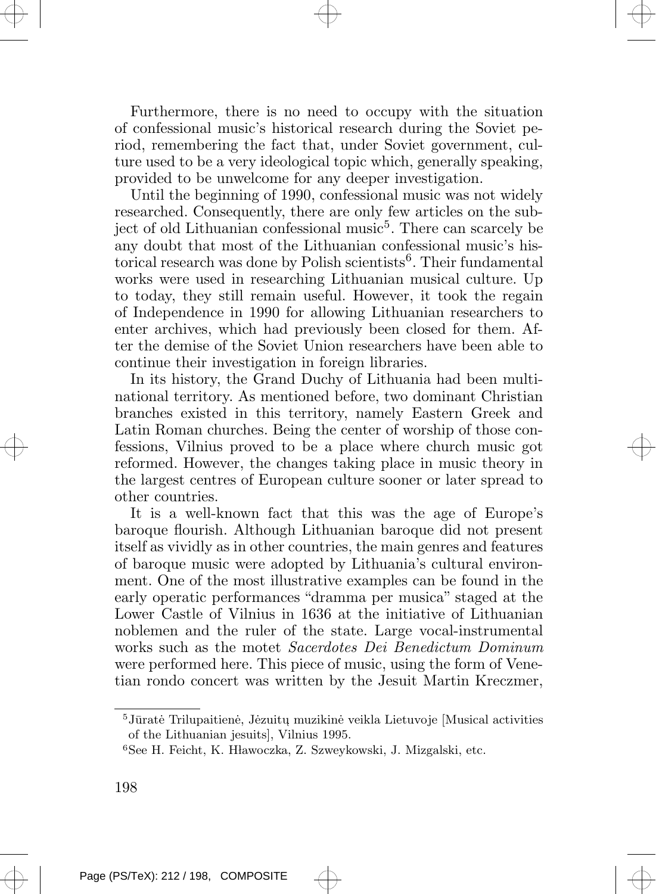Furthermore, there is no need to occupy with the situation of confessional music's historical research during the Soviet period, remembering the fact that, under Soviet government, culture used to be a very ideological topic which, generally speaking, provided to be unwelcome for any deeper investigation.

Until the beginning of 1990, confessional music was not widely researched. Consequently, there are only few articles on the subject of old Lithuanian confessional music[5]. There can scarcely be any doubt that most of the Lithuanian confessional music's historical research was done by Polish scientists[6]. Their fundamental works were used in researching Lithuanian musical culture. Up to today, they still remain useful. However, it took the regain of Independence in 1990 for allowing Lithuanian researchers to enter archives, which had previously been closed for them. After the demise of the Soviet Union researchers have been able to continue their investigation in foreign libraries.

In its history, the Grand Duchy of Lithuania had been multinational territory. As mentioned before, two dominant Christian branches existed in this territory, namely Eastern Greek and Latin Roman churches. Being the center of worship of those confessions, Vilnius proved to be a place where church music got reformed. However, the changes taking place in music theory in the largest centres of European culture sooner or later spread to other countries.

It is a well-known fact that this was the age of Europe's baroque flourish. Although Lithuanian baroque did not present itself as vividly as in other countries, the main genres and features of baroque music were adopted by Lithuania's cultural environment. One of the most illustrative examples can be found in the early operatic performances "dramma per musica" staged at the Lower Castle of Vilnius in 1636 at the initiative of Lithuanian noblemen and the ruler of the state. Large vocal-instrumental works such as the motet *Sacerdotes Dei Benedictum Dominum* were performed here. This piece of music, using the form of Venetian rondo concert was written by the Jesuit Martin Kreczmer,

[5] Jūratė Trilupaitienė, Jėzuitų muzikinė veikla Lietuvoje [Musical activities of the Lithuanian jesuits], Vilnius 1995.

[6] See H. Feicht, K. Hławoczka, Z. Szweykowski, J. Mizgalski, etc.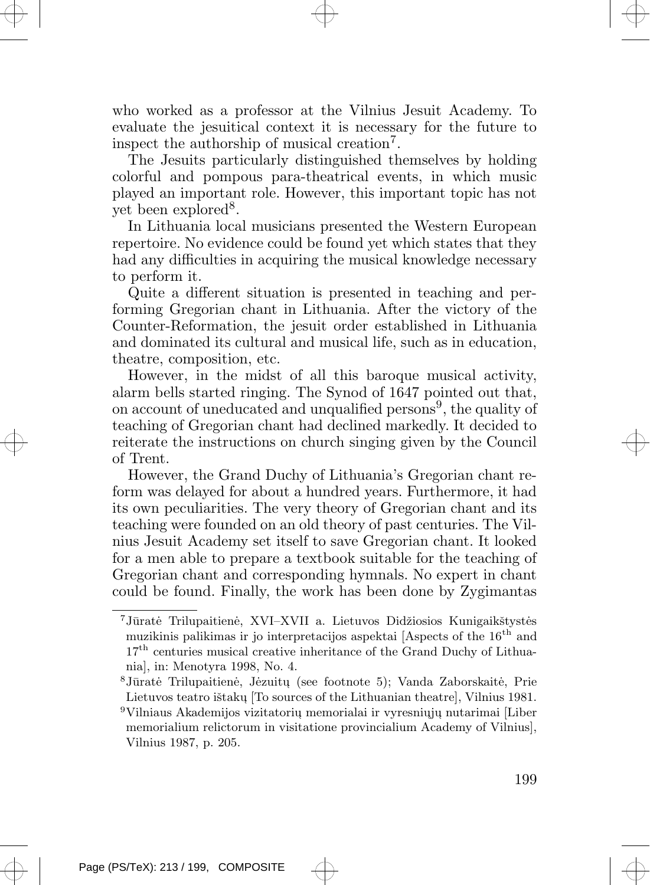who worked as a professor at the Vilnius Jesuit Academy. To evaluate the jesuitical context it is necessary for the future to inspect the authorship of musical creation[7].

The Jesuits particularly distinguished themselves by holding colorful and pompous para-theatrical events, in which music played an important role. However, this important topic has not yet been explored[8].

In Lithuania local musicians presented the Western European repertoire. No evidence could be found yet which states that they had any difficulties in acquiring the musical knowledge necessary to perform it.

Quite a different situation is presented in teaching and performing Gregorian chant in Lithuania. After the victory of the Counter-Reformation, the jesuit order established in Lithuania and dominated its cultural and musical life, such as in education, theatre, composition, etc.

However, in the midst of all this baroque musical activity, alarm bells started ringing. The Synod of 1647 pointed out that, on account of uneducated and unqualified persons[9], the quality of teaching of Gregorian chant had declined markedly. It decided to reiterate the instructions on church singing given by the Council of Trent.

However, the Grand Duchy of Lithuania's Gregorian chant reform was delayed for about a hundred years. Furthermore, it had its own peculiarities. The very theory of Gregorian chant and its teaching were founded on an old theory of past centuries. The Vilnius Jesuit Academy set itself to save Gregorian chant. It looked for a men able to prepare a textbook suitable for the teaching of Gregorian chant and corresponding hymnals. No expert in chant could be found. Finally, the work has been done by Zygimantas

---

[7] Jūratė Trilupaitienė, XVI–XVII a. Lietuvos Didžiosios Kunigaikštystės muzikinis palikimas ir jo interpretacijos aspektai [Aspects of the 16th and 17th centuries musical creative inheritance of the Grand Duchy of Lithuania], in: Menotyra 1998, No. 4.

[8] Jūratė Trilupaitienė, Jėzuitų (see footnote 5); Vanda Zaborskaitė, Prie Lietuvos teatro ištakų [To sources of the Lithuanian theatre], Vilnius 1981.

[9] Vilniaus Akademijos vizitatorių memorialai ir vyresniųjų nutarimai [Liber memorialium relictorum in visitatione provincialium Academy of Vilnius], Vilnius 1987, p. 205.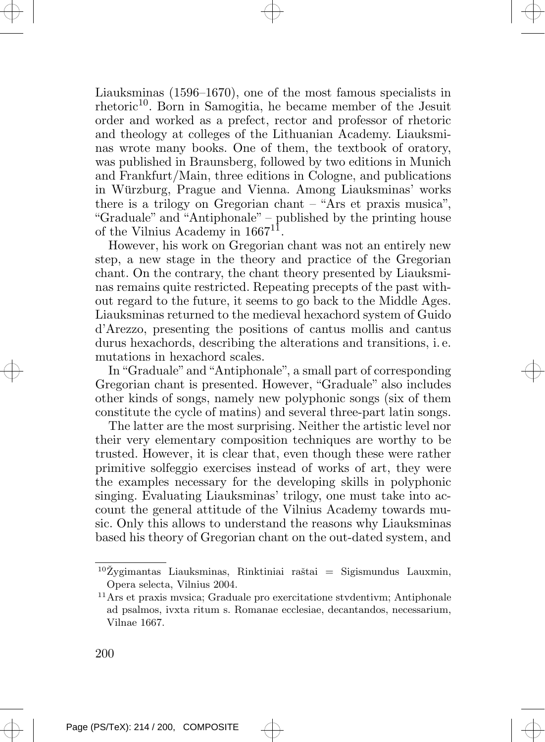Liauksminas (1596–1670), one of the most famous specialists in rhetoric[10]. Born in Samogitia, he became member of the Jesuit order and worked as a prefect, rector and professor of rhetoric and theology at colleges of the Lithuanian Academy. Liauksminas wrote many books. One of them, the textbook of oratory, was published in Braunsberg, followed by two editions in Munich and Frankfurt/Main, three editions in Cologne, and publications in Würzburg, Prague and Vienna. Among Liauksminas' works there is a trilogy on Gregorian chant – "Ars et praxis musica", "Graduale" and "Antiphonale" – published by the printing house of the Vilnius Academy in 1667[11].

However, his work on Gregorian chant was not an entirely new step, a new stage in the theory and practice of the Gregorian chant. On the contrary, the chant theory presented by Liauksminas remains quite restricted. Repeating precepts of the past without regard to the future, it seems to go back to the Middle Ages. Liauksminas returned to the medieval hexachord system of Guido d'Arezzo, presenting the positions of cantus mollis and cantus durus hexachords, describing the alterations and transitions, i. e. mutations in hexachord scales.

In "Graduale" and "Antiphonale", a small part of corresponding Gregorian chant is presented. However, "Graduale" also includes other kinds of songs, namely new polyphonic songs (six of them constitute the cycle of matins) and several three-part latin songs.

The latter are the most surprising. Neither the artistic level nor their very elementary composition techniques are worthy to be trusted. However, it is clear that, even though these were rather primitive solfeggio exercises instead of works of art, they were the examples necessary for the developing skills in polyphonic singing. Evaluating Liauksminas' trilogy, one must take into account the general attitude of the Vilnius Academy towards music. Only this allows to understand the reasons why Liauksminas based his theory of Gregorian chant on the out-dated system, and

---

[10] Žygimantas Liauksminas, Rinktiniai raštai = Sigismundus Lauxmin, Opera selecta, Vilnius 2004.

[11] Ars et praxis mvsica; Graduale pro exercitatione stvdentivm; Antiphonale ad psalmos, ivxta ritum s. Romanae ecclesiae, decantandos, necessarium, Vilnae 1667.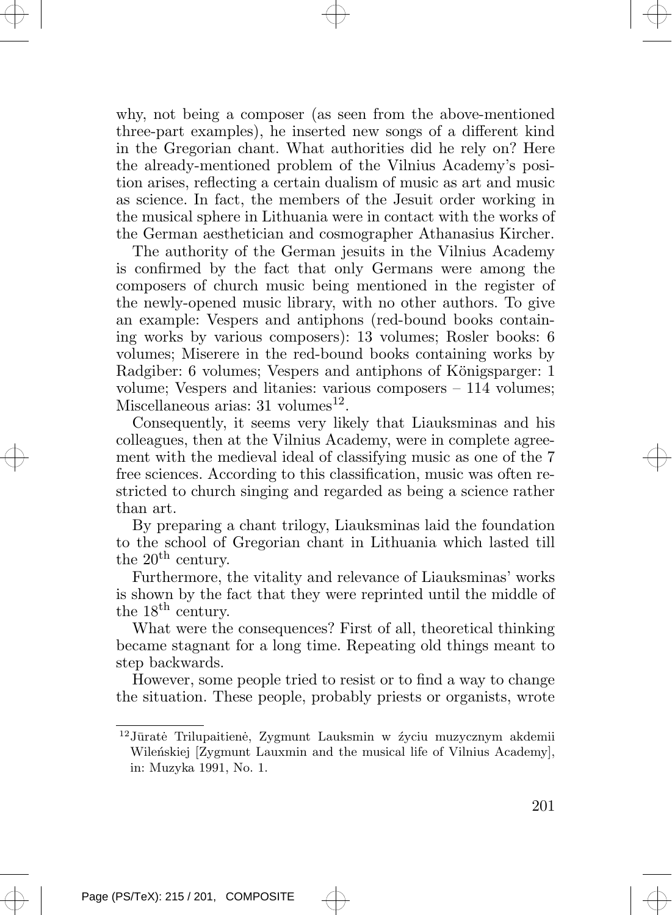why, not being a composer (as seen from the above-mentioned three-part examples), he inserted new songs of a different kind in the Gregorian chant. What authorities did he rely on? Here the already-mentioned problem of the Vilnius Academy's position arises, reflecting a certain dualism of music as art and music as science. In fact, the members of the Jesuit order working in the musical sphere in Lithuania were in contact with the works of the German aesthetician and cosmographer Athanasius Kircher.

The authority of the German jesuits in the Vilnius Academy is confirmed by the fact that only Germans were among the composers of church music being mentioned in the register of the newly-opened music library, with no other authors. To give an example: Vespers and antiphons (red-bound books containing works by various composers): 13 volumes; Rosler books: 6 volumes; Miserere in the red-bound books containing works by Radgiber: 6 volumes; Vespers and antiphons of Königsparger: 1 volume; Vespers and litanies: various composers – 114 volumes; Miscellaneous arias: 31 volumes[12].

Consequently, it seems very likely that Liauksminas and his colleagues, then at the Vilnius Academy, were in complete agreement with the medieval ideal of classifying music as one of the 7 free sciences. According to this classification, music was often restricted to church singing and regarded as being a science rather than art.

By preparing a chant trilogy, Liauksminas laid the foundation to the school of Gregorian chant in Lithuania which lasted till the 20th century.

Furthermore, the vitality and relevance of Liauksminas' works is shown by the fact that they were reprinted until the middle of the 18th century.

What were the consequences? First of all, theoretical thinking became stagnant for a long time. Repeating old things meant to step backwards.

However, some people tried to resist or to find a way to change the situation. These people, probably priests or organists, wrote

---

[12] Jūratė Trilupaitienė, Zygmunt Lauksmin w źyciu muzycznym akdemii Wileńskiej [Zygmunt Lauxmin and the musical life of Vilnius Academy], in: Muzyka 1991, No. 1.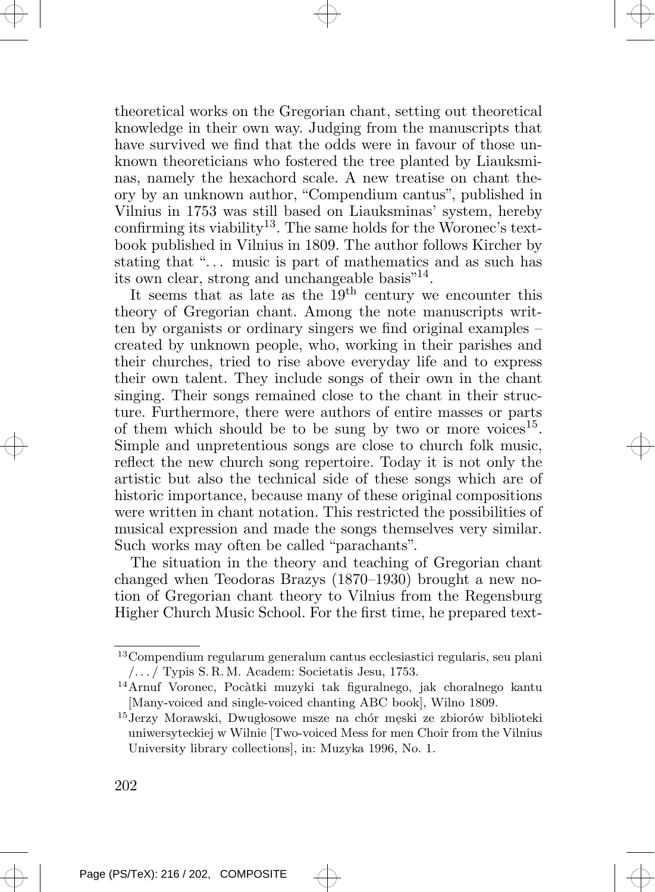theoretical works on the Gregorian chant, setting out theoretical knowledge in their own way. Judging from the manuscripts that have survived we find that the odds were in favour of those unknown theoreticians who fostered the tree planted by Liauksminas, namely the hexachord scale. A new treatise on chant theory by an unknown author, "Compendium cantus", published in Vilnius in 1753 was still based on Liauksminas' system, hereby confirming its viability[13]. The same holds for the Woronec's textbook published in Vilnius in 1809. The author follows Kircher by stating that "... music is part of mathematics and as such has its own clear, strong and unchangeable basis"[14].

It seems that as late as the 19th century we encounter this theory of Gregorian chant. Among the note manuscripts written by organists or ordinary singers we find original examples – created by unknown people, who, working in their parishes and their churches, tried to rise above everyday life and to express their own talent. They include songs of their own in the chant singing. Their songs remained close to the chant in their structure. Furthermore, there were authors of entire masses or parts of them which should be to be sung by two or more voices[15]. Simple and unpretentious songs are close to church folk music, reflect the new church song repertoire. Today it is not only the artistic but also the technical side of these songs which are of historic importance, because many of these original compositions were written in chant notation. This restricted the possibilities of musical expression and made the songs themselves very similar. Such works may often be called "parachants".

The situation in the theory and teaching of Gregorian chant changed when Teodoras Brazys (1870–1930) brought a new notion of Gregorian chant theory to Vilnius from the Regensburg Higher Church Music School. For the first time, he prepared text-

---

[13] Compendium regularum generalum cantus ecclesiastici regularis, seu plani /.../ Typis S. R. M. Academ: Societatis Jesu, 1753.

[14] Arnuf Voronec, Pocàtki muzyki tak figuralnego, jak choralnego kantu [Many-voiced and single-voiced chanting ABC book], Wilno 1809.

[15] Jerzy Morawski, Dwugłosowe msze na chór męski ze zbiorów biblioteki uniwersyteckiej w Wilnie [Two-voiced Mess for men Choir from the Vilnius University library collections], in: Muzyka 1996, No. 1.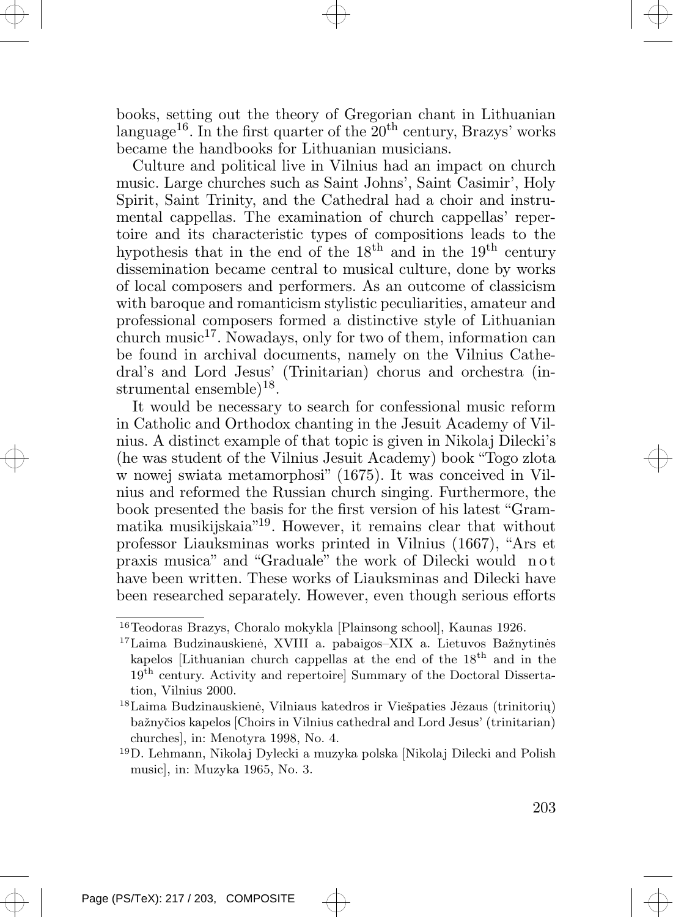books, setting out the theory of Gregorian chant in Lithuanian language[16]. In the first quarter of the $20^{th}$ century, Brazys' works became the handbooks for Lithuanian musicians.

Culture and political live in Vilnius had an impact on church music. Large churches such as Saint Johns', Saint Casimir', Holy Spirit, Saint Trinity, and the Cathedral had a choir and instrumental cappellas. The examination of church cappellas' repertoire and its characteristic types of compositions leads to the hypothesis that in the end of the $18^{th}$ and in the $19^{th}$ century dissemination became central to musical culture, done by works of local composers and performers. As an outcome of classicism with baroque and romanticism stylistic peculiarities, amateur and professional composers formed a distinctive style of Lithuanian church music[17]. Nowadays, only for two of them, information can be found in archival documents, namely on the Vilnius Cathedral's and Lord Jesus' (Trinitarian) chorus and orchestra (instrumental ensemble)[18].

It would be necessary to search for confessional music reform in Catholic and Orthodox chanting in the Jesuit Academy of Vilnius. A distinct example of that topic is given in Nikolaj Dilecki's (he was student of the Vilnius Jesuit Academy) book "Togo zlota w nowej swiata metamorphosi" (1675). It was conceived in Vilnius and reformed the Russian church singing. Furthermore, the book presented the basis for the first version of his latest "Grammatika musikijskaia"[19]. However, it remains clear that without professor Liauksminas works printed in Vilnius (1667), "Ars et praxis musica" and "Graduale" the work of Dilecki would not have been written. These works of Liauksminas and Dilecki have been researched separately. However, even though serious efforts

---

[16] Teodoras Brazys, Choralo mokykla [Plainsong school], Kaunas 1926.

[17] Laima Budzinauskienė, XVIII a. pabaigos–XIX a. Lietuvos Bažnytinės kapelos [Lithuanian church cappellas at the end of the $18^{th}$ and in the $19^{th}$ century. Activity and repertoire] Summary of the Doctoral Dissertation, Vilnius 2000.

[18] Laima Budzinauskienė, Vilniaus katedros ir Viešpaties Jėzaus (trinitorių) bažnyčios kapelos [Choirs in Vilnius cathedral and Lord Jesus' (trinitarian) churches], in: Menotyra 1998, No. 4.

[19] D. Lehmann, Nikolaj Dylecki a muzyka polska [Nikolaj Dilecki and Polish music], in: Muzyka 1965, No. 3.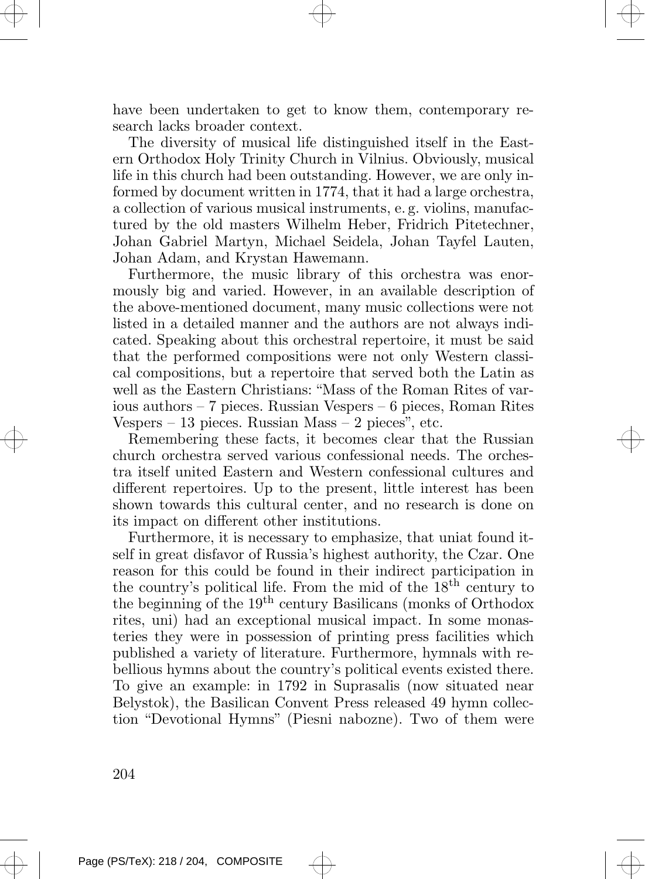have been undertaken to get to know them, contemporary research lacks broader context.

The diversity of musical life distinguished itself in the Eastern Orthodox Holy Trinity Church in Vilnius. Obviously, musical life in this church had been outstanding. However, we are only informed by document written in 1774, that it had a large orchestra, a collection of various musical instruments, e. g. violins, manufactured by the old masters Wilhelm Heber, Fridrich Pitetechner, Johan Gabriel Martyn, Michael Seidela, Johan Tayfel Lauten, Johan Adam, and Krystan Hawemann.

Furthermore, the music library of this orchestra was enormously big and varied. However, in an available description of the above-mentioned document, many music collections were not listed in a detailed manner and the authors are not always indicated. Speaking about this orchestral repertoire, it must be said that the performed compositions were not only Western classical compositions, but a repertoire that served both the Latin as well as the Eastern Christians: "Mass of the Roman Rites of various authors – 7 pieces. Russian Vespers – 6 pieces, Roman Rites Vespers – 13 pieces. Russian Mass – 2 pieces", etc.

Remembering these facts, it becomes clear that the Russian church orchestra served various confessional needs. The orchestra itself united Eastern and Western confessional cultures and different repertoires. Up to the present, little interest has been shown towards this cultural center, and no research is done on its impact on different other institutions.

Furthermore, it is necessary to emphasize, that uniat found itself in great disfavor of Russia's highest authority, the Czar. One reason for this could be found in their indirect participation in the country's political life. From the mid of the 18th century to the beginning of the 19th century Basilicans (monks of Orthodox rites, uni) had an exceptional musical impact. In some monasteries they were in possession of printing press facilities which published a variety of literature. Furthermore, hymnals with rebellious hymns about the country's political events existed there. To give an example: in 1792 in Suprasalis (now situated near Belystok), the Basilican Convent Press released 49 hymn collection "Devotional Hymns" (Piesni nabozne). Two of them were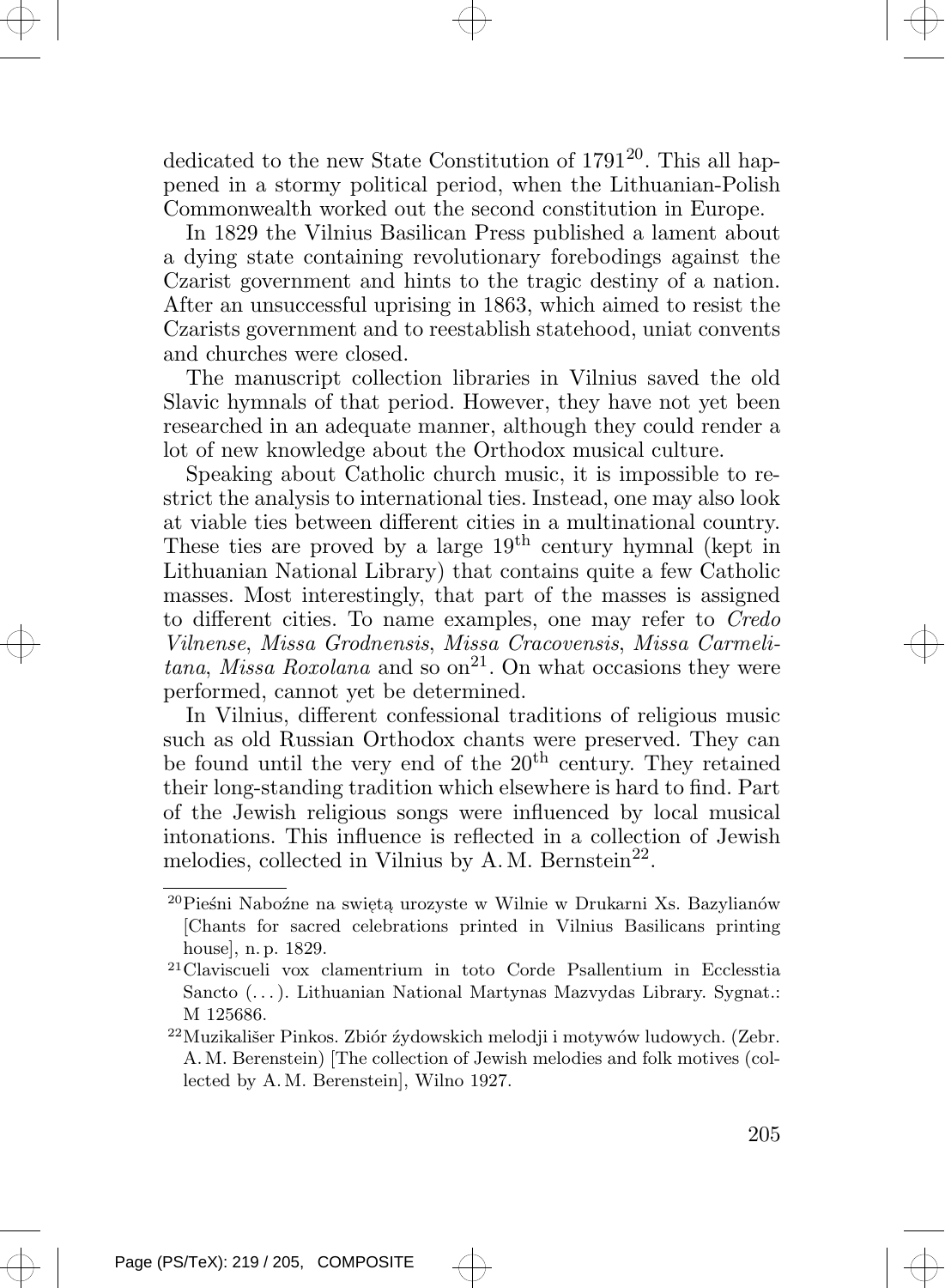dedicated to the new State Constitution of 1791[20]. This all happened in a stormy political period, when the Lithuanian-Polish Commonwealth worked out the second constitution in Europe.

In 1829 the Vilnius Basilican Press published a lament about a dying state containing revolutionary forebodings against the Czarist government and hints to the tragic destiny of a nation. After an unsuccessful uprising in 1863, which aimed to resist the Czarists government and to reestablish statehood, uniat convents and churches were closed.

The manuscript collection libraries in Vilnius saved the old Slavic hymnals of that period. However, they have not yet been researched in an adequate manner, although they could render a lot of new knowledge about the Orthodox musical culture.

Speaking about Catholic church music, it is impossible to restrict the analysis to international ties. Instead, one may also look at viable ties between different cities in a multinational country. These ties are proved by a large 19th century hymnal (kept in Lithuanian National Library) that contains quite a few Catholic masses. Most interestingly, that part of the masses is assigned to different cities. To name examples, one may refer to *Credo Vilnense*, *Missa Grodnensis*, *Missa Cracovensis*, *Missa Carmelitana*, *Missa Roxolana* and so on[21]. On what occasions they were performed, cannot yet be determined.

In Vilnius, different confessional traditions of religious music such as old Russian Orthodox chants were preserved. They can be found until the very end of the 20th century. They retained their long-standing tradition which elsewhere is hard to find. Part of the Jewish religious songs were influenced by local musical intonations. This influence is reflected in a collection of Jewish melodies, collected in Vilnius by A. M. Bernstein[22].

---

[20] Pieśni Nabożne na swiętą urozyste w Wilnie w Drukarni Xs. Bazylianów [Chants for sacred celebrations printed in Vilnius Basilicans printing house], n. p. 1829.

[21] Claviscueli vox clamentrium in toto Corde Psallentium in Ecclesstia Sancto (...). Lithuanian National Martynas Mazvydas Library. Sygnat.: M 125686.

[22] Muzikališer Pinkos. Zbiór żydowskich melodji i motywów ludowych. (Zebr. A. M. Berenstein) [The collection of Jewish melodies and folk motives (collected by A. M. Berenstein], Wilno 1927.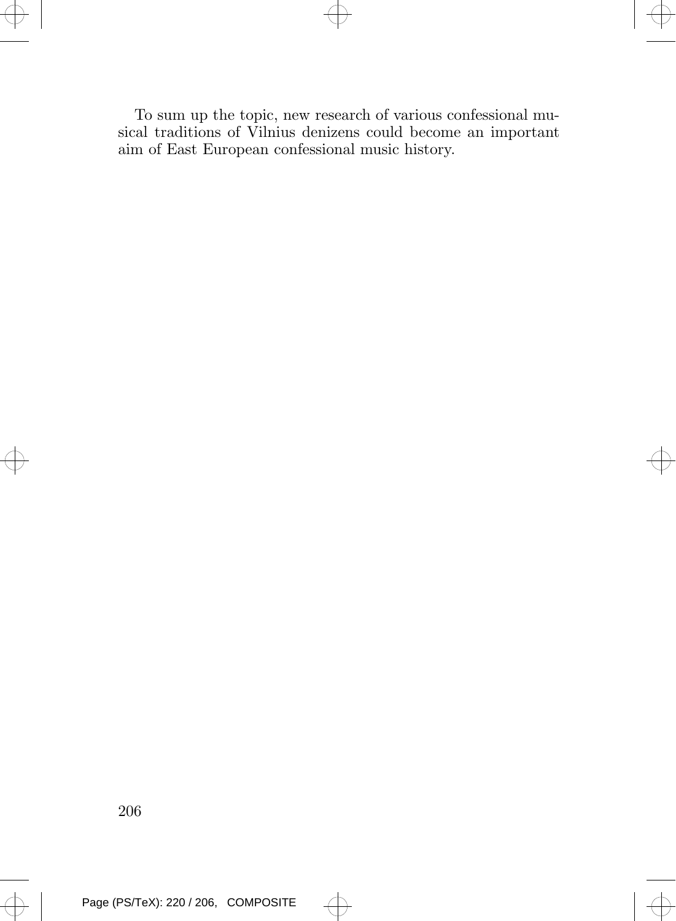To sum up the topic, new research of various confessional musical traditions of Vilnius denizens could become an important aim of East European confessional music history.